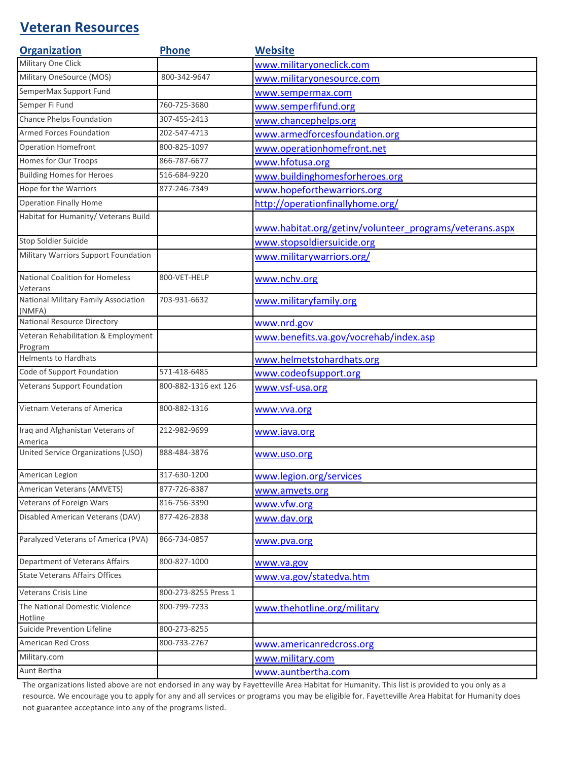# Veteran Resources

| Organization | Phone | Website |
|---|---|---|
| Military One Click | | www.militaryoneclick.com |
| Military OneSource (MOS) | 800-342-9647 | www.militaryonesource.com |
| SemperMax Support Fund | | www.sempermax.com |
| Semper Fi Fund | 760-725-3680 | www.semperfifund.org |
| Chance Phelps Foundation | 307-455-2413 | www.chancephelps.org |
| Armed Forces Foundation | 202-547-4713 | www.armedforcesfoundation.org |
| Operation Homefront | 800-825-1097 | www.operationhomefront.net |
| Homes for Our Troops | 866-787-6677 | www.hfotusa.org |
| Building Homes for Heroes | 516-684-9220 | www.buildinghomesforheroes.org |
| Hope for the Warriors | 877-246-7349 | www.hopeforthewarriors.org |
| Operation Finally Home | | http://operationfinallyhome.org/ |
| Habitat for Humanity/ Veterans Build | | www.habitat.org/getinv/volunteer_programs/veterans.aspx |
| Stop Soldier Suicide | | www.stopsoldiersuicide.org |
| Military Warriors Support Foundation | | www.militarywarriors.org/ |
| National Coalition for Homeless Veterans | 800-VET-HELP | www.nchv.org |
| National Military Family Association (NMFA) | 703-931-6632 | www.militaryfamily.org |
| National Resource Directory | | www.nrd.gov |
| Veteran Rehabilitation & Employment Program | | www.benefits.va.gov/vocrehab/index.asp |
| Helments to Hardhats | | www.helmetstohardhats.org |
| Code of Support Foundation | 571-418-6485 | www.codeofsupport.org |
| Veterans Support Foundation | 800-882-1316 ext 126 | www.vsf-usa.org |
| Vietnam Veterans of America | 800-882-1316 | www.vva.org |
| Iraq and Afghanistan Veterans of America | 212-982-9699 | www.iava.org |
| United Service Organizations (USO) | 888-484-3876 | www.uso.org |
| American Legion | 317-630-1200 | www.legion.org/services |
| American Veterans (AMVETS) | 877-726-8387 | www.amvets.org |
| Veterans of Foreign Wars | 816-756-3390 | www.vfw.org |
| Disabled American Veterans (DAV) | 877-426-2838 | www.dav.org |
| Paralyzed Veterans of America (PVA) | 866-734-0857 | www.pva.org |
| Department of Veterans Affairs | 800-827-1000 | www.va.gov |
| State Veterans Affairs Offices | | www.va.gov/statedva.htm |
| Veterans Crisis Line | 800-273-8255 Press 1 | |
| The National Domestic Violence Hotline | 800-799-7233 | www.thehotline.org/military |
| Suicide Prevention Lifeline | 800-273-8255 | |
| American Red Cross | 800-733-2767 | www.americanredcross.org |
| Military.com | | www.military.com |
| Aunt Bertha | | www.auntbertha.com |

The organizations listed above are not endorsed in any way by Fayetteville Area Habitat for Humanity. This list is provided to you only as a resource. We encourage you to apply for any and all services or programs you may be eligible for. Fayetteville Area Habitat for Humanity does not guarantee acceptance into any of the programs listed.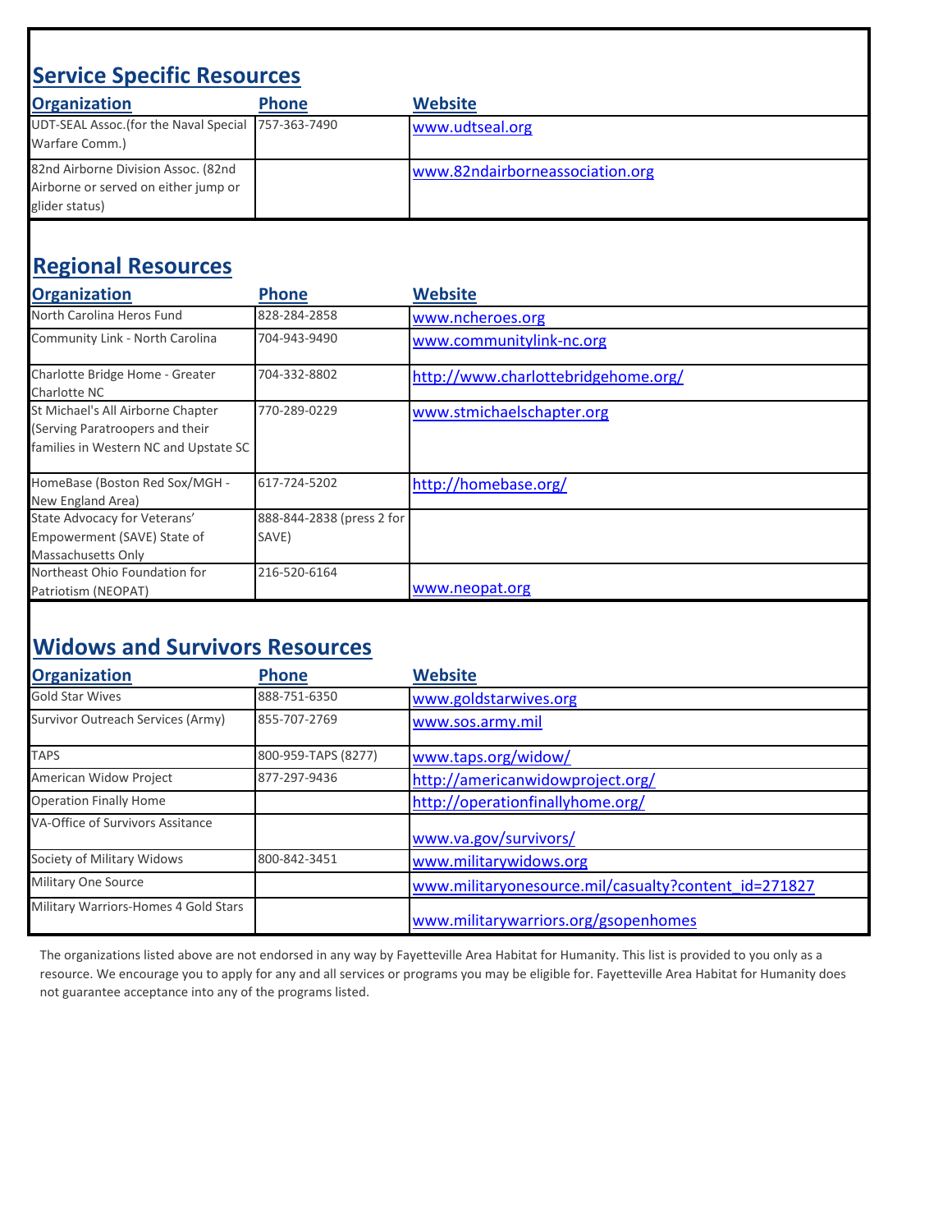## Service Specific Resources

| Organization | Phone | Website |
|---|---|---|
| UDT-SEAL Assoc.(for the Naval Special Warfare Comm.) | 757-363-7490 | www.udtseal.org |
| 82nd Airborne Division Assoc. (82nd Airborne or served on either jump or glider status) | | www.82ndairborneassociation.org |

## Regional Resources

| Organization | Phone | Website |
|---|---|---|
| North Carolina Heros Fund | 828-284-2858 | www.ncheroes.org |
| Community Link - North Carolina | 704-943-9490 | www.communitylink-nc.org |
| Charlotte Bridge Home - Greater Charlotte NC | 704-332-8802 | http://www.charlottebridgehome.org/ |
| St Michael's All Airborne Chapter (Serving Paratroopers and their families in Western NC and Upstate SC | 770-289-0229 | www.stmichaelschapter.org |
| HomeBase (Boston Red Sox/MGH - New England Area) | 617-724-5202 | http://homebase.org/ |
| State Advocacy for Veterans' Empowerment (SAVE) State of Massachusetts Only | 888-844-2838 (press 2 for SAVE) | |
| Northeast Ohio Foundation for Patriotism (NEOPAT) | 216-520-6164 | www.neopat.org |

## Widows and Survivors Resources

| Organization | Phone | Website |
|---|---|---|
| Gold Star Wives | 888-751-6350 | www.goldstarwives.org |
| Survivor Outreach Services (Army) | 855-707-2769 | www.sos.army.mil |
| TAPS | 800-959-TAPS (8277) | www.taps.org/widow/ |
| American Widow Project | 877-297-9436 | http://americanwidowproject.org/ |
| Operation Finally Home | | http://operationfinallyhome.org/ |
| VA-Office of Survivors Assitance | | www.va.gov/survivors/ |
| Society of Military Widows | 800-842-3451 | www.militarywidows.org |
| Military One Source | | www.militaryonesource.mil/casualty?content_id=271827 |
| Military Warriors-Homes 4 Gold Stars | | www.militarywarriors.org/gsopenhomes |

The organizations listed above are not endorsed in any way by Fayetteville Area Habitat for Humanity. This list is provided to you only as a resource. We encourage you to apply for any and all services or programs you may be eligible for. Fayetteville Area Habitat for Humanity does not guarantee acceptance into any of the programs listed.